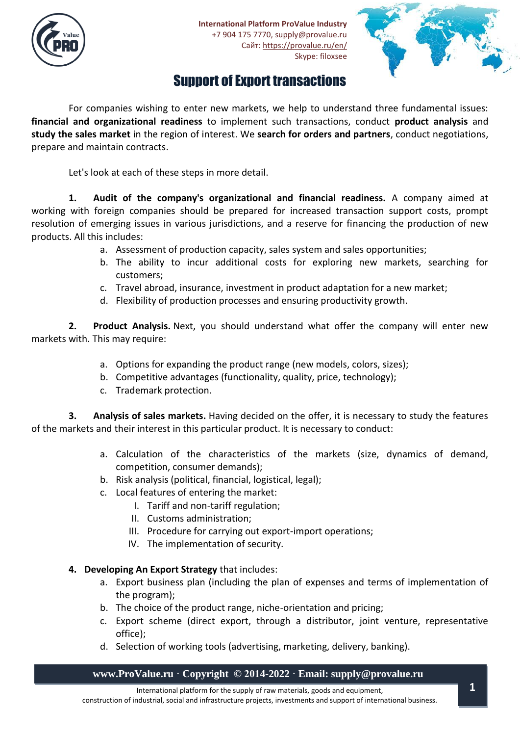International Platform ProValue Industry
+7 904 175 7770, supply@provalue.ru
Сайт: https://provalue.ru/en/
Skype: filoxsee

# Support of Export transactions

For companies wishing to enter new markets, we help to understand three fundamental issues: **financial and organizational readiness** to implement such transactions, conduct **product analysis** and **study the sales market** in the region of interest. We **search for orders and partners**, conduct negotiations, prepare and maintain contracts.

Let's look at each of these steps in more detail.

1. **Audit of the company's organizational and financial readiness.** A company aimed at working with foreign companies should be prepared for increased transaction support costs, prompt resolution of emerging issues in various jurisdictions, and a reserve for financing the production of new products. All this includes:
    a. Assessment of production capacity, sales system and sales opportunities;
    b. The ability to incur additional costs for exploring new markets, searching for customers;
    c. Travel abroad, insurance, investment in product adaptation for a new market;
    d. Flexibility of production processes and ensuring productivity growth.

2. **Product Analysis.** Next, you should understand what offer the company will enter new markets with. This may require:
    a. Options for expanding the product range (new models, colors, sizes);
    b. Competitive advantages (functionality, quality, price, technology);
    c. Trademark protection.

3. **Analysis of sales markets.** Having decided on the offer, it is necessary to study the features of the markets and their interest in this particular product. It is necessary to conduct:
    a. Calculation of the characteristics of the markets (size, dynamics of demand, competition, consumer demands);
    b. Risk analysis (political, financial, logistical, legal);
    c. Local features of entering the market:
        I. Tariff and non-tariff regulation;
        II. Customs administration;
        III. Procedure for carrying out export-import operations;
        IV. The implementation of security.

4. **Developing An Export Strategy** that includes:
    a. Export business plan (including the plan of expenses and terms of implementation of the program);
    b. The choice of the product range, niche-orientation and pricing;
    c. Export scheme (direct export, through a distributor, joint venture, representative office);
    d. Selection of working tools (advertising, marketing, delivery, banking).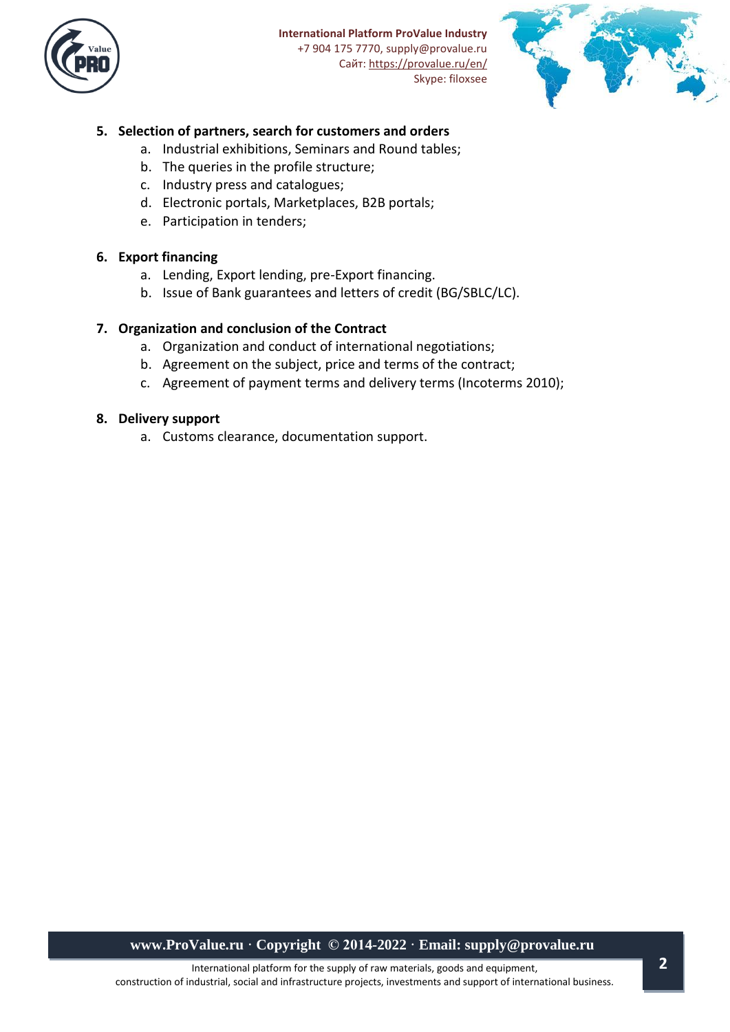5. **Selection of partners, search for customers and orders**
    a. Industrial exhibitions, Seminars and Round tables;
    b. The queries in the profile structure;
    c. Industry press and catalogues;
    d. Electronic portals, Marketplaces, B2B portals;
    e. Participation in tenders;

6. **Export financing**
    a. Lending, Export lending, pre-Export financing.
    b. Issue of Bank guarantees and letters of credit (BG/SBLC/LC).

7. **Organization and conclusion of the Contract**
    a. Organization and conduct of international negotiations;
    b. Agreement on the subject, price and terms of the contract;
    c. Agreement of payment terms and delivery terms (Incoterms 2010);

8. **Delivery support**
    a. Customs clearance, documentation support.